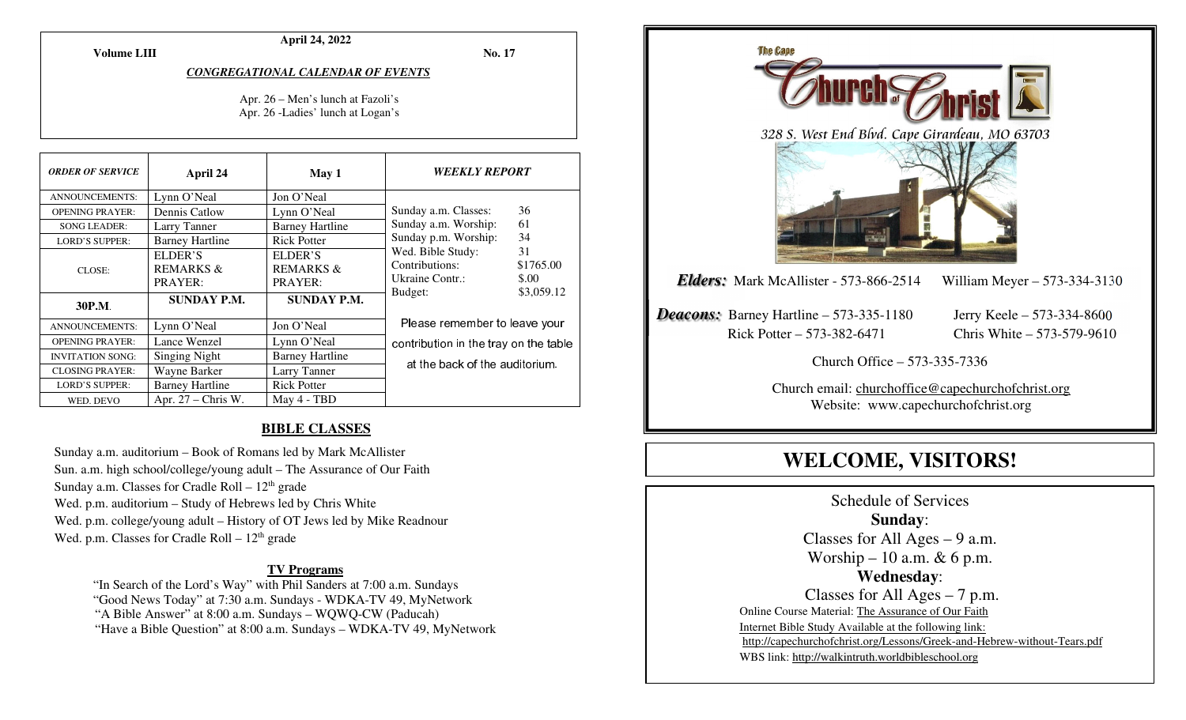**April 24, 2022**

**Volume LIII** **No. 17**

***CONGREGATIONAL CALENDAR OF EVENTS***

Apr. 26 – Men's lunch at Fazoli's
Apr. 26 -Ladies' lunch at Logan's

| *ORDER OF SERVICE* | April 24 | May 1 |
|---|---|---|
| ANNOUNCEMENTS: | Lynn O'Neal | Jon O'Neal |
| OPENING PRAYER: | Dennis Catlow | Lynn O'Neal |
| SONG LEADER: | Larry Tanner | Barney Hartline |
| LORD'S SUPPER: | Barney Hartline | Rick Potter |
| CLOSE: | ELDER'S REMARKS & PRAYER: | ELDER'S REMARKS & PRAYER: |
| **30P.M.** | **SUNDAY P.M.** | **SUNDAY P.M.** |
| ANNOUNCEMENTS: | Lynn O'Neal | Jon O'Neal |
| OPENING PRAYER: | Lance Wenzel | Lynn O'Neal |
| INVITATION SONG: | Singing Night | Barney Hartline |
| CLOSING PRAYER: | Wayne Barker | Larry Tanner |
| LORD'S SUPPER: | Barney Hartline | Rick Potter |
| WED. DEVO | Apr. 27 – Chris W. | May 4 - TBD |

***WEEKLY REPORT***

| | |
|---|---|
| Sunday a.m. Classes: | 36 |
| Sunday a.m. Worship: | 61 |
| Sunday p.m. Worship: | 34 |
| Wed. Bible Study: | 31 |
| Contributions: | $1765.00 |
| Ukraine Contr.: | $.00 |
| Budget: | $3,059.12 |

Please remember to leave your contribution in the tray on the table at the back of the auditorium.

## BIBLE CLASSES

Sunday a.m. auditorium – Book of Romans led by Mark McAllister
Sun. a.m. high school/college/young adult – The Assurance of Our Faith
Sunday a.m. Classes for Cradle Roll – 12th grade
Wed. p.m. auditorium – Study of Hebrews led by Chris White
Wed. p.m. college/young adult – History of OT Jews led by Mike Readnour
Wed. p.m. Classes for Cradle Roll – 12th grade

### TV Programs

"In Search of the Lord's Way" with Phil Sanders at 7:00 a.m. Sundays
"Good News Today" at 7:30 a.m. Sundays - WDKA-TV 49, MyNetwork
"A Bible Answer" at 8:00 a.m. Sundays – WQWQ-CW (Paducah)
"Have a Bible Question" at 8:00 a.m. Sundays – WDKA-TV 49, MyNetwork

The Cape Church of Christ

*328 S. West End Blvd. Cape Girardeau, MO 63703*

***Elders:*** Mark McAllister - 573-866-2514 William Meyer – 573-334-3130

***Deacons:*** Barney Hartline – 573-335-1180 Jerry Keele – 573-334-8600
Rick Potter – 573-382-6471 Chris White – 573-579-9610

Church Office – 573-335-7336

Church email: churchoffice@capechurchofchrist.org
Website: www.capechurchofchrist.org

# WELCOME, VISITORS!

Schedule of Services

**Sunday**:
Classes for All Ages – 9 a.m.
Worship – 10 a.m. & 6 p.m.

**Wednesday**:
Classes for All Ages – 7 p.m.

Online Course Material: The Assurance of Our Faith
Internet Bible Study Available at the following link:
http://capechurchofchrist.org/Lessons/Greek-and-Hebrew-without-Tears.pdf
WBS link: http://walkintruth.worldbibleschool.org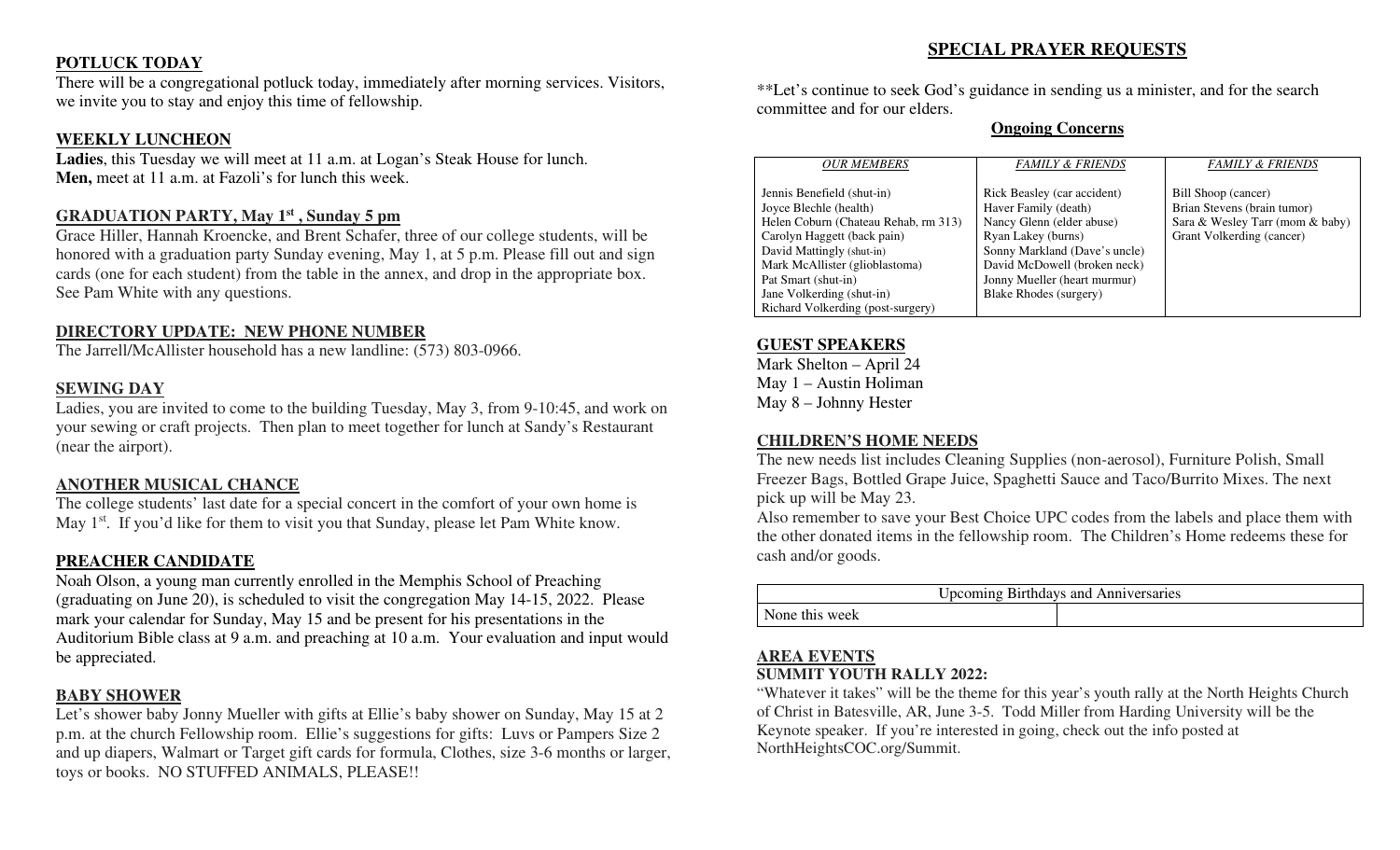## POTLUCK TODAY

There will be a congregational potluck today, immediately after morning services. Visitors, we invite you to stay and enjoy this time of fellowship.

## WEEKLY LUNCHEON

**Ladies**, this Tuesday we will meet at 11 a.m. at Logan's Steak House for lunch.
**Men,** meet at 11 a.m. at Fazoli's for lunch this week.

## GRADUATION PARTY, May 1st , Sunday 5 pm

Grace Hiller, Hannah Kroencke, and Brent Schafer, three of our college students, will be honored with a graduation party Sunday evening, May 1, at 5 p.m. Please fill out and sign cards (one for each student) from the table in the annex, and drop in the appropriate box. See Pam White with any questions.

## DIRECTORY UPDATE: NEW PHONE NUMBER

The Jarrell/McAllister household has a new landline: (573) 803-0966.

## SEWING DAY

Ladies, you are invited to come to the building Tuesday, May 3, from 9-10:45, and work on your sewing or craft projects. Then plan to meet together for lunch at Sandy's Restaurant (near the airport).

## ANOTHER MUSICAL CHANCE

The college students' last date for a special concert in the comfort of your own home is May 1st. If you'd like for them to visit you that Sunday, please let Pam White know.

## PREACHER CANDIDATE

Noah Olson, a young man currently enrolled in the Memphis School of Preaching (graduating on June 20), is scheduled to visit the congregation May 14-15, 2022. Please mark your calendar for Sunday, May 15 and be present for his presentations in the Auditorium Bible class at 9 a.m. and preaching at 10 a.m. Your evaluation and input would be appreciated.

## BABY SHOWER

Let's shower baby Jonny Mueller with gifts at Ellie's baby shower on Sunday, May 15 at 2 p.m. at the church Fellowship room. Ellie's suggestions for gifts: Luvs or Pampers Size 2 and up diapers, Walmart or Target gift cards for formula, Clothes, size 3-6 months or larger, toys or books. NO STUFFED ANIMALS, PLEASE!!

## SPECIAL PRAYER REQUESTS

**Let's continue to seek God's guidance in sending us a minister, and for the search committee and for our elders.

### Ongoing Concerns

| *OUR MEMBERS* | *FAMILY & FRIENDS* | *FAMILY & FRIENDS* |
|---|---|---|
| Jennis Benefield (shut-in) | Rick Beasley (car accident) | Bill Shoop (cancer) |
| Joyce Blechle (health) | Haver Family (death) | Brian Stevens (brain tumor) |
| Helen Coburn (Chateau Rehab, rm 313) | Nancy Glenn (elder abuse) | Sara & Wesley Tarr (mom & baby) |
| Carolyn Haggett (back pain) | Ryan Lakey (burns) | Grant Volkerding (cancer) |
| David Mattingly (shut-in) | Sonny Markland (Dave's uncle) | |
| Mark McAllister (glioblastoma) | David McDowell (broken neck) | |
| Pat Smart (shut-in) | Jonny Mueller (heart murmur) | |
| Jane Volkerding (shut-in) | Blake Rhodes (surgery) | |
| Richard Volkerding (post-surgery) | | |

## GUEST SPEAKERS

Mark Shelton – April 24
May 1 – Austin Holiman
May 8 – Johnny Hester

## CHILDREN'S HOME NEEDS

The new needs list includes Cleaning Supplies (non-aerosol), Furniture Polish, Small Freezer Bags, Bottled Grape Juice, Spaghetti Sauce and Taco/Burrito Mixes. The next pick up will be May 23.

Also remember to save your Best Choice UPC codes from the labels and place them with the other donated items in the fellowship room. The Children's Home redeems these for cash and/or goods.

| Upcoming Birthdays and Anniversaries | |
|---|---|
| None this week | |

## AREA EVENTS

### SUMMIT YOUTH RALLY 2022:

"Whatever it takes" will be the theme for this year's youth rally at the North Heights Church of Christ in Batesville, AR, June 3-5. Todd Miller from Harding University will be the Keynote speaker. If you're interested in going, check out the info posted at NorthHeightsCOC.org/Summit.